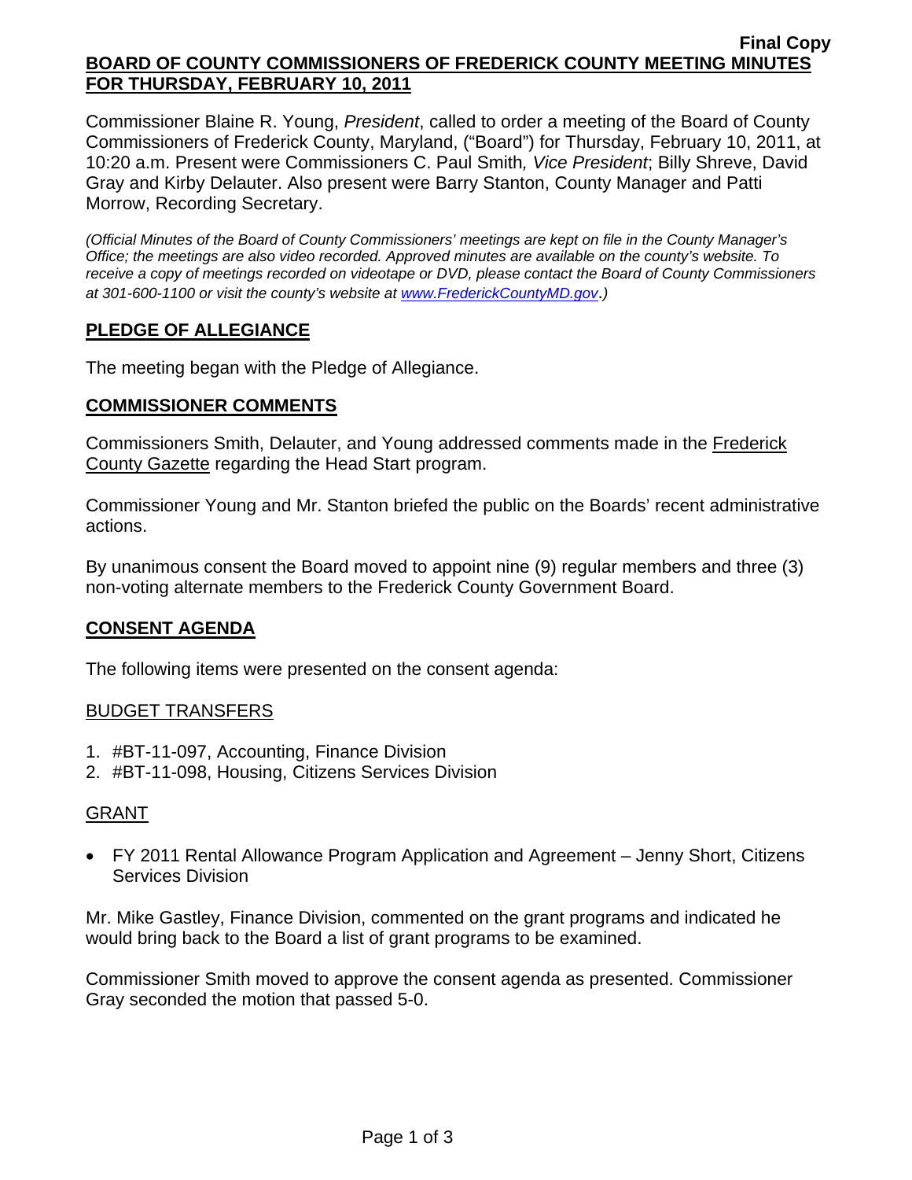**Final Copy**

**BOARD OF COUNTY COMMISSIONERS OF FREDERICK COUNTY MEETING MINUTES FOR THURSDAY, FEBRUARY 10, 2011**

Commissioner Blaine R. Young, *President*, called to order a meeting of the Board of County Commissioners of Frederick County, Maryland, ("Board") for Thursday, February 10, 2011, at 10:20 a.m. Present were Commissioners C. Paul Smith*, Vice President*; Billy Shreve, David Gray and Kirby Delauter. Also present were Barry Stanton, County Manager and Patti Morrow, Recording Secretary.

*(Official Minutes of the Board of County Commissioners' meetings are kept on file in the County Manager's Office; the meetings are also video recorded. Approved minutes are available on the county's website. To receive a copy of meetings recorded on videotape or DVD, please contact the Board of County Commissioners at 301-600-1100 or visit the county's website at www.FrederickCountyMD.gov.)*

## PLEDGE OF ALLEGIANCE

The meeting began with the Pledge of Allegiance.

## COMMISSIONER COMMENTS

Commissioners Smith, Delauter, and Young addressed comments made in the Frederick County Gazette regarding the Head Start program.

Commissioner Young and Mr. Stanton briefed the public on the Boards' recent administrative actions.

By unanimous consent the Board moved to appoint nine (9) regular members and three (3) non-voting alternate members to the Frederick County Government Board.

## CONSENT AGENDA

The following items were presented on the consent agenda:

### BUDGET TRANSFERS

1. #BT-11-097, Accounting, Finance Division
2. #BT-11-098, Housing, Citizens Services Division

### GRANT

- FY 2011 Rental Allowance Program Application and Agreement – Jenny Short, Citizens Services Division

Mr. Mike Gastley, Finance Division, commented on the grant programs and indicated he would bring back to the Board a list of grant programs to be examined.

Commissioner Smith moved to approve the consent agenda as presented. Commissioner Gray seconded the motion that passed 5-0.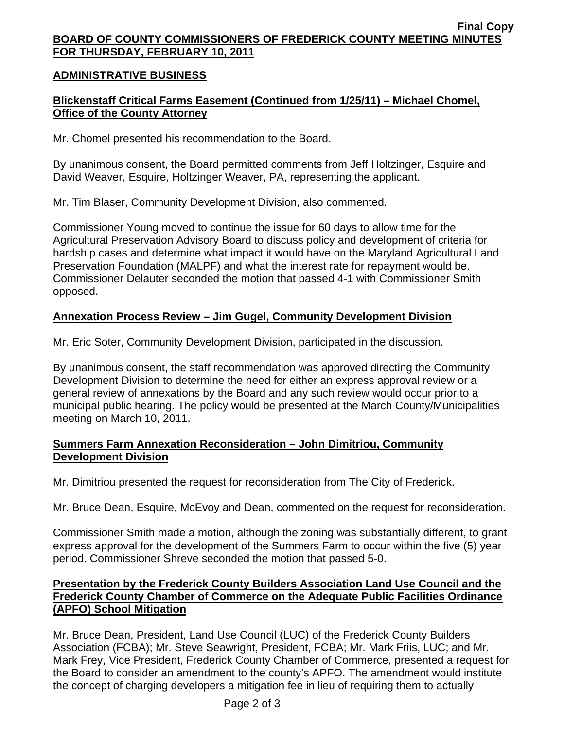## ADMINISTRATIVE BUSINESS

### Blickenstaff Critical Farms Easement (Continued from 1/25/11) – Michael Chomel, Office of the County Attorney

Mr. Chomel presented his recommendation to the Board.

By unanimous consent, the Board permitted comments from Jeff Holtzinger, Esquire and David Weaver, Esquire, Holtzinger Weaver, PA, representing the applicant.

Mr. Tim Blaser, Community Development Division, also commented.

Commissioner Young moved to continue the issue for 60 days to allow time for the Agricultural Preservation Advisory Board to discuss policy and development of criteria for hardship cases and determine what impact it would have on the Maryland Agricultural Land Preservation Foundation (MALPF) and what the interest rate for repayment would be. Commissioner Delauter seconded the motion that passed 4-1 with Commissioner Smith opposed.

### Annexation Process Review – Jim Gugel, Community Development Division

Mr. Eric Soter, Community Development Division, participated in the discussion.

By unanimous consent, the staff recommendation was approved directing the Community Development Division to determine the need for either an express approval review or a general review of annexations by the Board and any such review would occur prior to a municipal public hearing. The policy would be presented at the March County/Municipalities meeting on March 10, 2011.

### Summers Farm Annexation Reconsideration – John Dimitriou, Community Development Division

Mr. Dimitriou presented the request for reconsideration from The City of Frederick.

Mr. Bruce Dean, Esquire, McEvoy and Dean, commented on the request for reconsideration.

Commissioner Smith made a motion, although the zoning was substantially different, to grant express approval for the development of the Summers Farm to occur within the five (5) year period. Commissioner Shreve seconded the motion that passed 5-0.

### Presentation by the Frederick County Builders Association Land Use Council and the Frederick County Chamber of Commerce on the Adequate Public Facilities Ordinance (APFO) School Mitigation

Mr. Bruce Dean, President, Land Use Council (LUC) of the Frederick County Builders Association (FCBA); Mr. Steve Seawright, President, FCBA; Mr. Mark Friis, LUC; and Mr. Mark Frey, Vice President, Frederick County Chamber of Commerce, presented a request for the Board to consider an amendment to the county's APFO. The amendment would institute the concept of charging developers a mitigation fee in lieu of requiring them to actually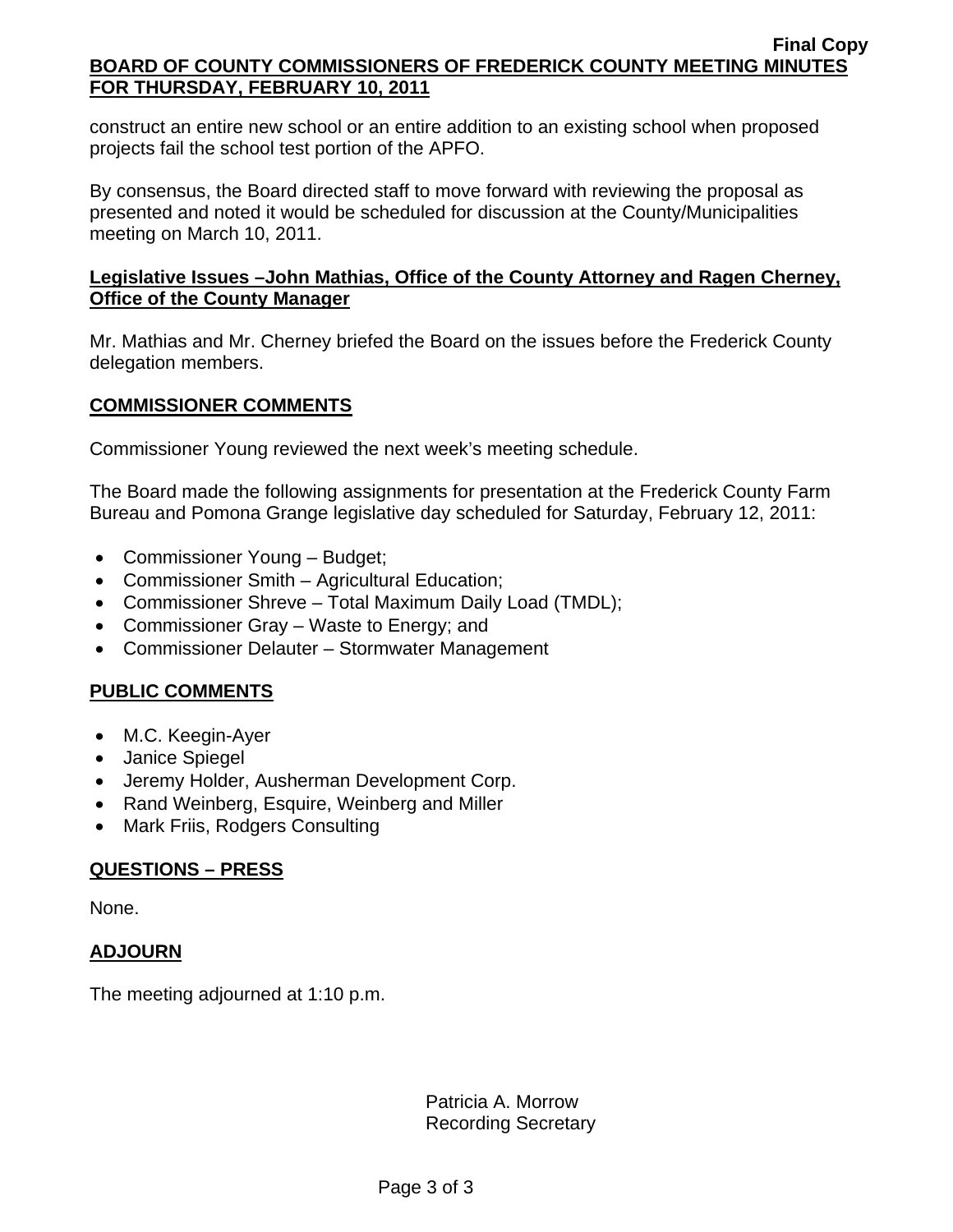construct an entire new school or an entire addition to an existing school when proposed projects fail the school test portion of the APFO.

By consensus, the Board directed staff to move forward with reviewing the proposal as presented and noted it would be scheduled for discussion at the County/Municipalities meeting on March 10, 2011.

**Legislative Issues –John Mathias, Office of the County Attorney and Ragen Cherney, Office of the County Manager**

Mr. Mathias and Mr. Cherney briefed the Board on the issues before the Frederick County delegation members.

## COMMISSIONER COMMENTS

Commissioner Young reviewed the next week's meeting schedule.

The Board made the following assignments for presentation at the Frederick County Farm Bureau and Pomona Grange legislative day scheduled for Saturday, February 12, 2011:

- Commissioner Young – Budget;
- Commissioner Smith – Agricultural Education;
- Commissioner Shreve – Total Maximum Daily Load (TMDL);
- Commissioner Gray – Waste to Energy; and
- Commissioner Delauter – Stormwater Management

## PUBLIC COMMENTS

- M.C. Keegin-Ayer
- Janice Spiegel
- Jeremy Holder, Ausherman Development Corp.
- Rand Weinberg, Esquire, Weinberg and Miller
- Mark Friis, Rodgers Consulting

## QUESTIONS – PRESS

None.

## ADJOURN

The meeting adjourned at 1:10 p.m.

Patricia A. Morrow
Recording Secretary